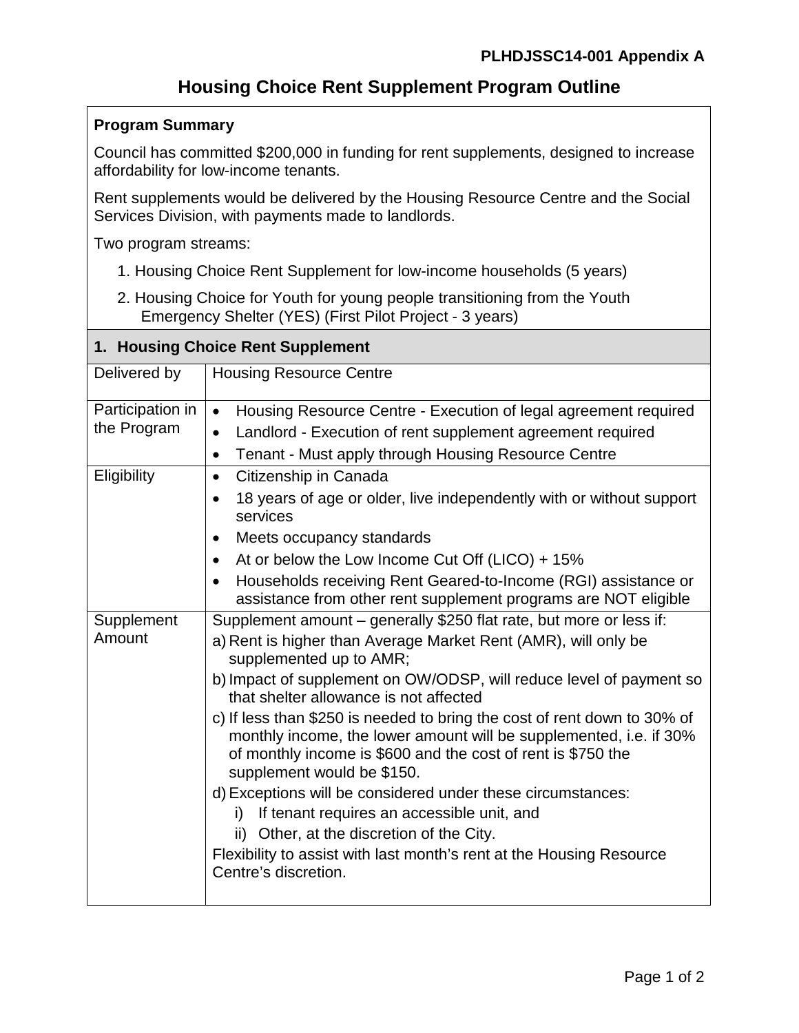**PLHDJSSC14-001 Appendix A**

# Housing Choice Rent Supplement Program Outline

**Program Summary**

Council has committed $200,000 in funding for rent supplements, designed to increase affordability for low-income tenants.

Rent supplements would be delivered by the Housing Resource Centre and the Social Services Division, with payments made to landlords.

Two program streams:

1. Housing Choice Rent Supplement for low-income households (5 years)
2. Housing Choice for Youth for young people transitioning from the Youth Emergency Shelter (YES) (First Pilot Project - 3 years)

| **1. Housing Choice Rent Supplement** | |
|---|---|
| Delivered by | Housing Resource Centre |
| Participation in the Program | • Housing Resource Centre - Execution of legal agreement required<br>• Landlord - Execution of rent supplement agreement required<br>• Tenant - Must apply through Housing Resource Centre |
| Eligibility | • Citizenship in Canada<br>• 18 years of age or older, live independently with or without support services<br>• Meets occupancy standards<br>• At or below the Low Income Cut Off (LICO) + 15%<br>• Households receiving Rent Geared-to-Income (RGI) assistance or assistance from other rent supplement programs are NOT eligible |
| Supplement Amount | Supplement amount – generally $250 flat rate, but more or less if:<br>a) Rent is higher than Average Market Rent (AMR), will only be supplemented up to AMR;<br>b) Impact of supplement on OW/ODSP, will reduce level of payment so that shelter allowance is not affected<br>c) If less than $250 is needed to bring the cost of rent down to 30% of monthly income, the lower amount will be supplemented, i.e. if 30% of monthly income is $600 and the cost of rent is $750 the supplement would be $150.<br>d) Exceptions will be considered under these circumstances:<br>i) If tenant requires an accessible unit, and<br>ii) Other, at the discretion of the City.<br>Flexibility to assist with last month's rent at the Housing Resource Centre's discretion. |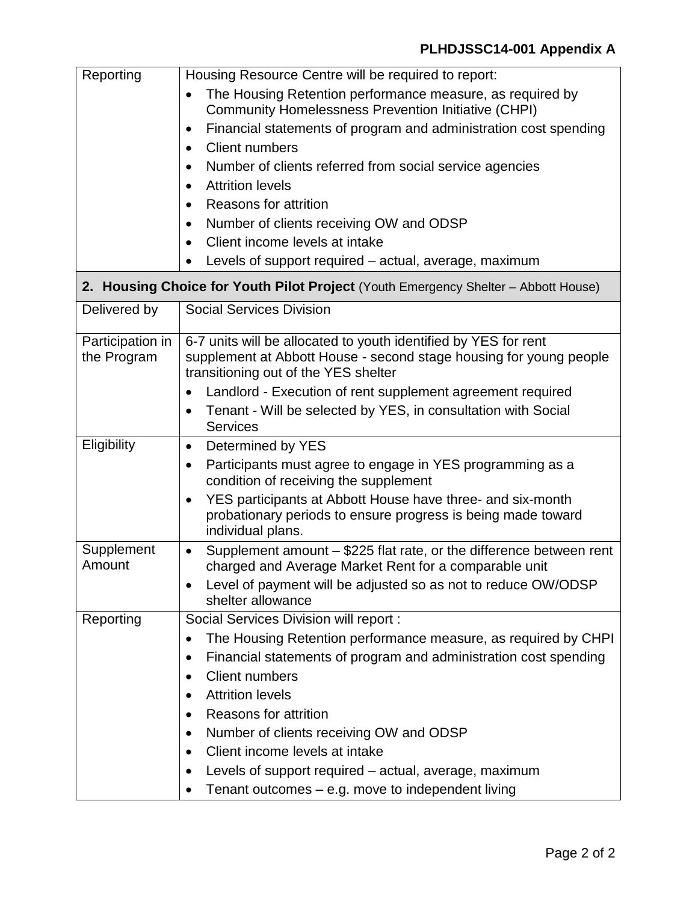| | |
|---|---|
| Reporting | Housing Resource Centre will be required to report:<br>• The Housing Retention performance measure, as required by Community Homelessness Prevention Initiative (CHPI)<br>• Financial statements of program and administration cost spending<br>• Client numbers<br>• Number of clients referred from social service agencies<br>• Attrition levels<br>• Reasons for attrition<br>• Number of clients receiving OW and ODSP<br>• Client income levels at intake<br>• Levels of support required – actual, average, maximum |
| **2. Housing Choice for Youth Pilot Project** (Youth Emergency Shelter – Abbott House) | |
| Delivered by | Social Services Division |
| Participation in the Program | 6-7 units will be allocated to youth identified by YES for rent supplement at Abbott House - second stage housing for young people transitioning out of the YES shelter<br>• Landlord - Execution of rent supplement agreement required<br>• Tenant - Will be selected by YES, in consultation with Social Services |
| Eligibility | • Determined by YES<br>• Participants must agree to engage in YES programming as a condition of receiving the supplement<br>• YES participants at Abbott House have three- and six-month probationary periods to ensure progress is being made toward individual plans. |
| Supplement Amount | • Supplement amount – $225 flat rate, or the difference between rent charged and Average Market Rent for a comparable unit<br>• Level of payment will be adjusted so as not to reduce OW/ODSP shelter allowance |
| Reporting | Social Services Division will report :<br>• The Housing Retention performance measure, as required by CHPI<br>• Financial statements of program and administration cost spending<br>• Client numbers<br>• Attrition levels<br>• Reasons for attrition<br>• Number of clients receiving OW and ODSP<br>• Client income levels at intake<br>• Levels of support required – actual, average, maximum<br>• Tenant outcomes – e.g. move to independent living |